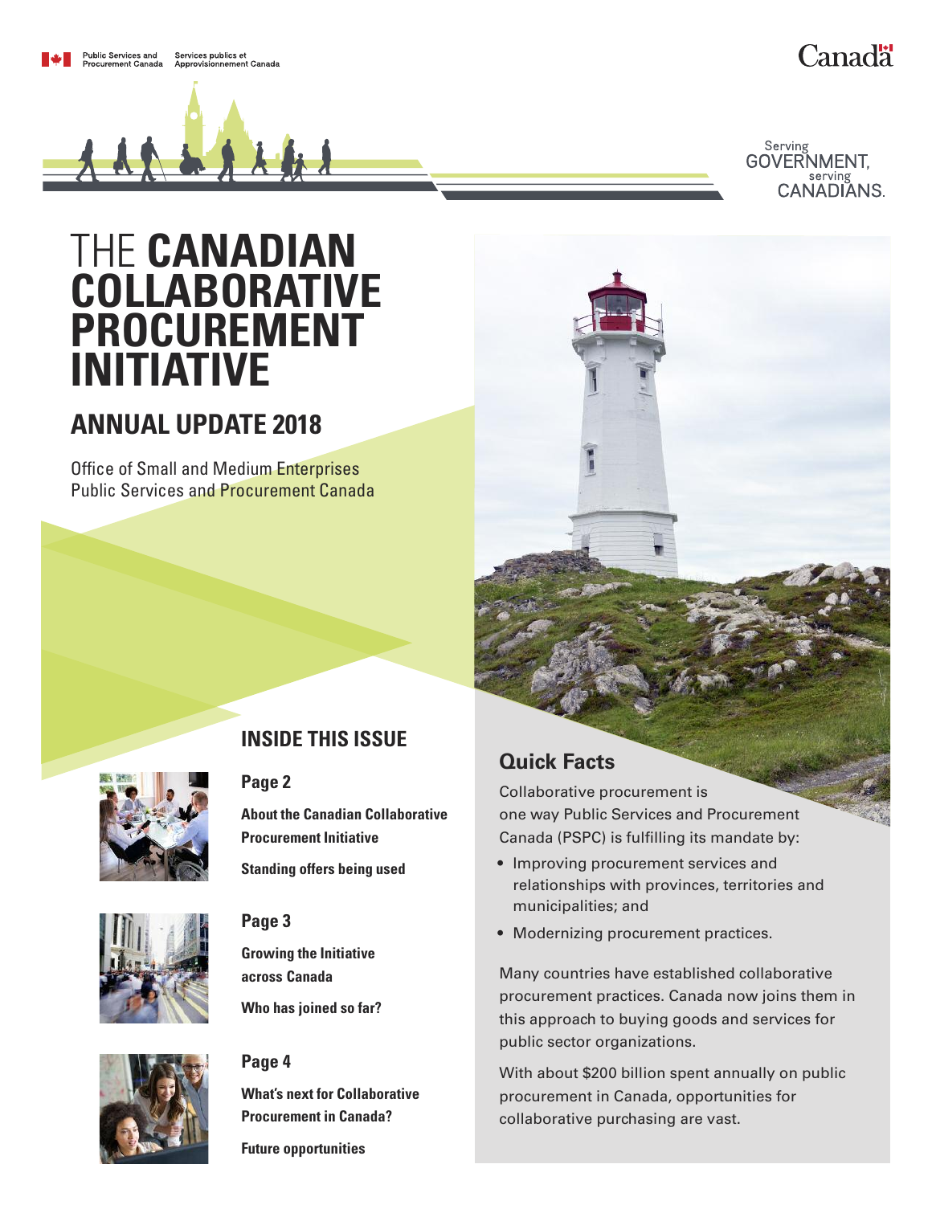Public Services and Procurement Canada | Services publics et Approvisionnement Canada

Canada

Serving GOVERNMENT, serving CANADIANS.

# THE **CANADIAN COLLABORATIVE PROCUREMENT INITIATIVE**

## ANNUAL UPDATE 2018

Office of Small and Medium Enterprises
Public Services and Procurement Canada

## INSIDE THIS ISSUE

**Page 2**

**About the Canadian Collaborative Procurement Initiative**

**Standing offers being used**

**Page 3**

**Growing the Initiative across Canada**

**Who has joined so far?**

**Page 4**

**What's next for Collaborative Procurement in Canada?**

**Future opportunities**

## Quick Facts

Collaborative procurement is one way Public Services and Procurement Canada (PSPC) is fulfilling its mandate by:

- Improving procurement services and relationships with provinces, territories and municipalities; and
- Modernizing procurement practices.

Many countries have established collaborative procurement practices. Canada now joins them in this approach to buying goods and services for public sector organizations.

With about $200 billion spent annually on public procurement in Canada, opportunities for collaborative purchasing are vast.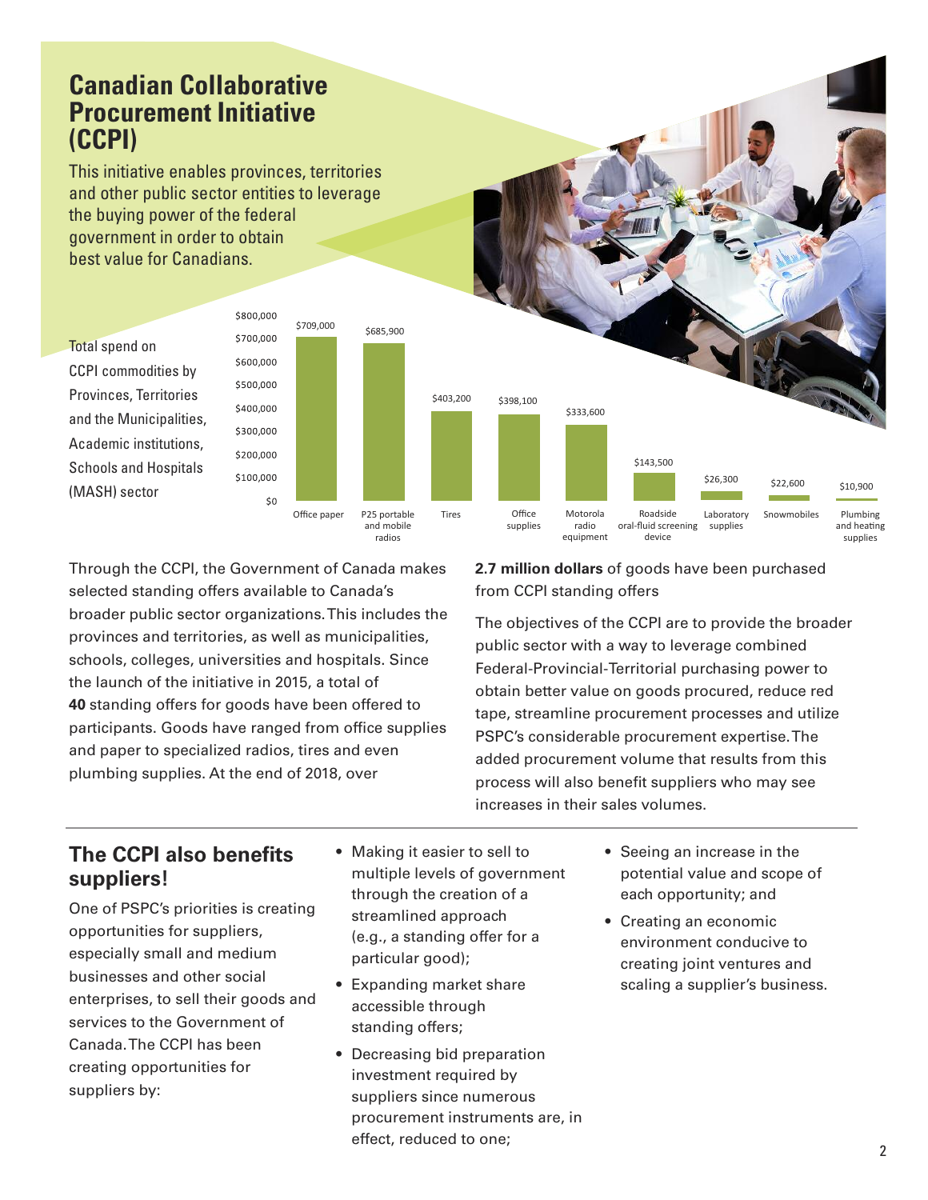# Canadian Collaborative Procurement Initiative (CCPI)

This initiative enables provinces, territories and other public sector entities to leverage the buying power of the federal government in order to obtain best value for Canadians.

Total spend on CCPI commodities by Provinces, Territories and the Municipalities, Academic institutions, Schools and Hospitals (MASH) sector

| Commodity | Total spend |
| --- | --- |
| Office paper | $709,000 |
| P25 portable and mobile radios | $685,900 |
| Tires | $403,200 |
| Office supplies | $398,100 |
| Motorola radio equipment | $333,600 |
| Roadside oral-fluid screening device | $143,500 |
| Laboratory supplies | $26,300 |
| Snowmobiles | $22,600 |
| Plumbing and heating supplies | $10,900 |

Through the CCPI, the Government of Canada makes selected standing offers available to Canada's broader public sector organizations. This includes the provinces and territories, as well as municipalities, schools, colleges, universities and hospitals. Since the launch of the initiative in 2015, a total of **40** standing offers for goods have been offered to participants. Goods have ranged from office supplies and paper to specialized radios, tires and even plumbing supplies. At the end of 2018, over **2.7 million dollars** of goods have been purchased from CCPI standing offers

The objectives of the CCPI are to provide the broader public sector with a way to leverage combined Federal-Provincial-Territorial purchasing power to obtain better value on goods procured, reduce red tape, streamline procurement processes and utilize PSPC's considerable procurement expertise. The added procurement volume that results from this process will also benefit suppliers who may see increases in their sales volumes.

## The CCPI also benefits suppliers!

One of PSPC's priorities is creating opportunities for suppliers, especially small and medium businesses and other social enterprises, to sell their goods and services to the Government of Canada. The CCPI has been creating opportunities for suppliers by:

- Making it easier to sell to multiple levels of government through the creation of a streamlined approach (e.g., a standing offer for a particular good);
- Expanding market share accessible through standing offers;
- Decreasing bid preparation investment required by suppliers since numerous procurement instruments are, in effect, reduced to one;
- Seeing an increase in the potential value and scope of each opportunity; and
- Creating an economic environment conducive to creating joint ventures and scaling a supplier's business.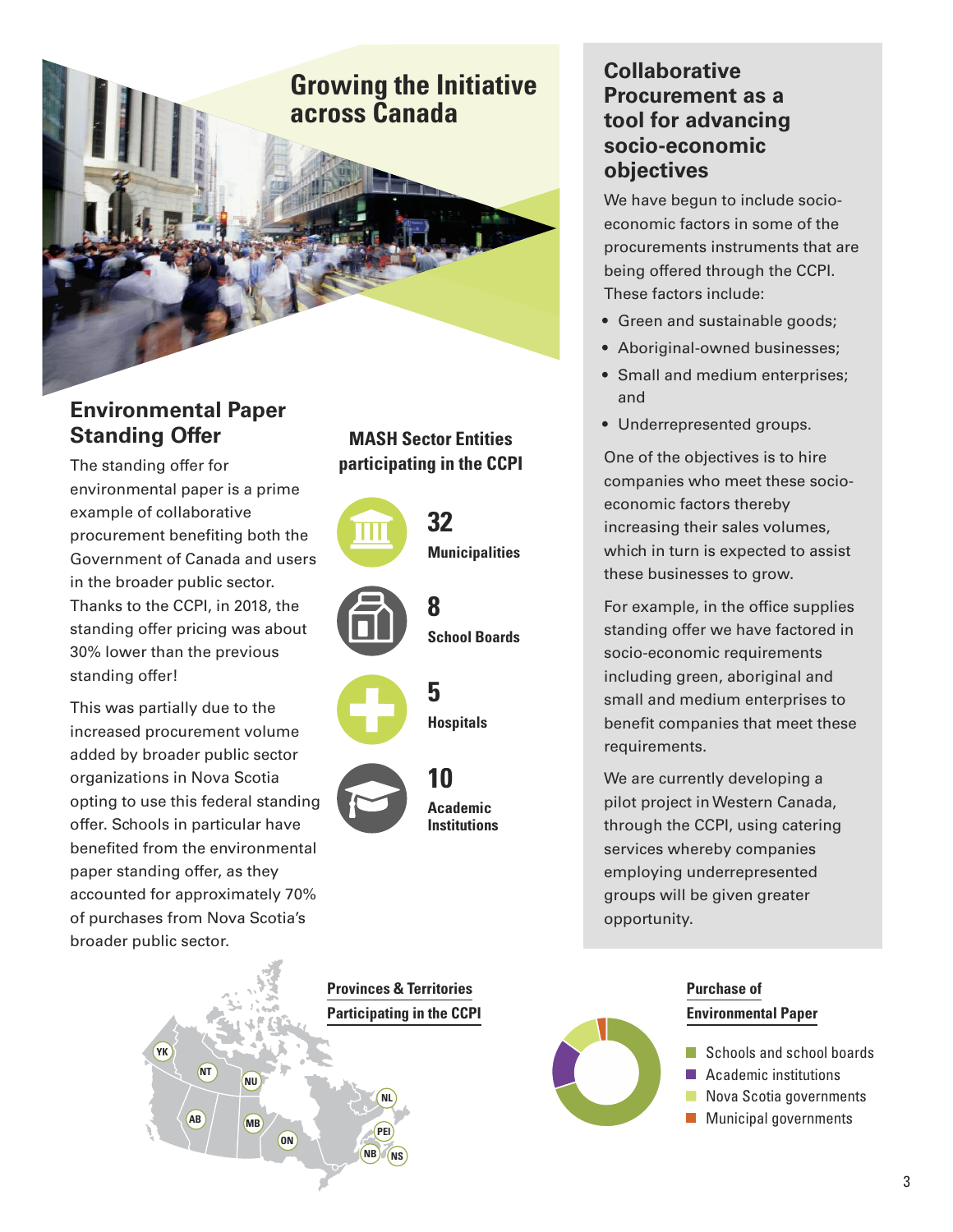# Growing the Initiative across Canada

## Environmental Paper Standing Offer

The standing offer for environmental paper is a prime example of collaborative procurement benefiting both the Government of Canada and users in the broader public sector. Thanks to the CCPI, in 2018, the standing offer pricing was about 30% lower than the previous standing offer!

This was partially due to the increased procurement volume added by broader public sector organizations in Nova Scotia opting to use this federal standing offer. Schools in particular have benefited from the environmental paper standing offer, as they accounted for approximately 70% of purchases from Nova Scotia's broader public sector.

### MASH Sector Entities participating in the CCPI

- **32** Municipalities
- **8** School Boards
- **5** Hospitals
- **10** Academic Institutions

## Collaborative Procurement as a tool for advancing socio-economic objectives

We have begun to include socio-economic factors in some of the procurements instruments that are being offered through the CCPI. These factors include:

- Green and sustainable goods;
- Aboriginal-owned businesses;
- Small and medium enterprises; and
- Underrepresented groups.

One of the objectives is to hire companies who meet these socio-economic factors thereby increasing their sales volumes, which in turn is expected to assist these businesses to grow.

For example, in the office supplies standing offer we have factored in socio-economic requirements including green, aboriginal and small and medium enterprises to benefit companies that meet these requirements.

We are currently developing a pilot project in Western Canada, through the CCPI, using catering services whereby companies employing underrepresented groups will be given greater opportunity.

### Provinces & Territories Participating in the CCPI

YK, NT, NU, AB, MB, ON, NL, PEI, NB, NS

### Purchase of Environmental Paper

- Schools and school boards
- Academic institutions
- Nova Scotia governments
- Municipal governments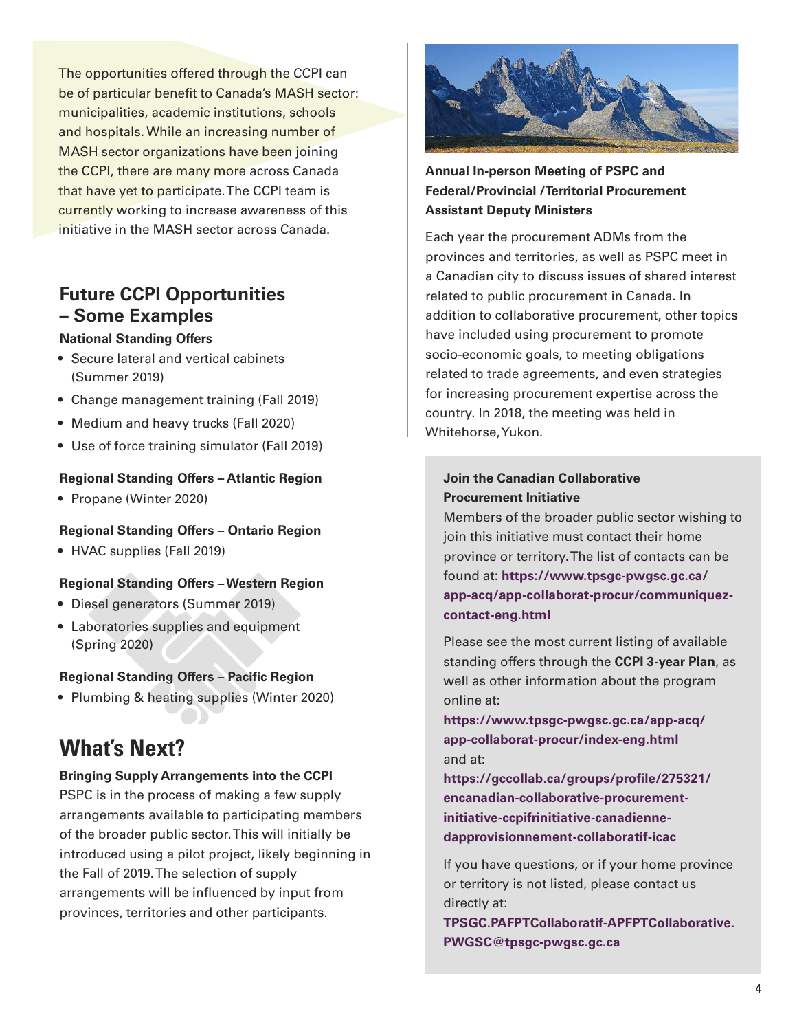The opportunities offered through the CCPI can be of particular benefit to Canada's MASH sector: municipalities, academic institutions, schools and hospitals. While an increasing number of MASH sector organizations have been joining the CCPI, there are many more across Canada that have yet to participate. The CCPI team is currently working to increase awareness of this initiative in the MASH sector across Canada.

## Future CCPI Opportunities – Some Examples

**National Standing Offers**

- Secure lateral and vertical cabinets (Summer 2019)
- Change management training (Fall 2019)
- Medium and heavy trucks (Fall 2020)
- Use of force training simulator (Fall 2019)

**Regional Standing Offers – Atlantic Region**

- Propane (Winter 2020)

**Regional Standing Offers – Ontario Region**

- HVAC supplies (Fall 2019)

**Regional Standing Offers – Western Region**

- Diesel generators (Summer 2019)
- Laboratories supplies and equipment (Spring 2020)

**Regional Standing Offers – Pacific Region**

- Plumbing & heating supplies (Winter 2020)

# What's Next?

**Bringing Supply Arrangements into the CCPI**

PSPC is in the process of making a few supply arrangements available to participating members of the broader public sector. This will initially be introduced using a pilot project, likely beginning in the Fall of 2019. The selection of supply arrangements will be influenced by input from provinces, territories and other participants.

**Annual In-person Meeting of PSPC and Federal/Provincial /Territorial Procurement Assistant Deputy Ministers**

Each year the procurement ADMs from the provinces and territories, as well as PSPC meet in a Canadian city to discuss issues of shared interest related to public procurement in Canada. In addition to collaborative procurement, other topics have included using procurement to promote socio-economic goals, to meeting obligations related to trade agreements, and even strategies for increasing procurement expertise across the country. In 2018, the meeting was held in Whitehorse, Yukon.

**Join the Canadian Collaborative Procurement Initiative**

Members of the broader public sector wishing to join this initiative must contact their home province or territory. The list of contacts can be found at: **https://www.tpsgc-pwgsc.gc.ca/app-acq/app-collaborat-procur/communiquez-contact-eng.html**

Please see the most current listing of available standing offers through the **CCPI 3-year Plan**, as well as other information about the program online at:

**https://www.tpsgc-pwgsc.gc.ca/app-acq/app-collaborat-procur/index-eng.html**

and at:

**https://gccollab.ca/groups/profile/275321/encanadian-collaborative-procurement-initiative-ccpifrinitiative-canadienne-dapprovisionnement-collaboratif-icac**

If you have questions, or if your home province or territory is not listed, please contact us directly at:

**TPSGC.PAFPTCollaboratif-APFPTCollaborative.PWGSC@tpsgc-pwgsc.gc.ca**